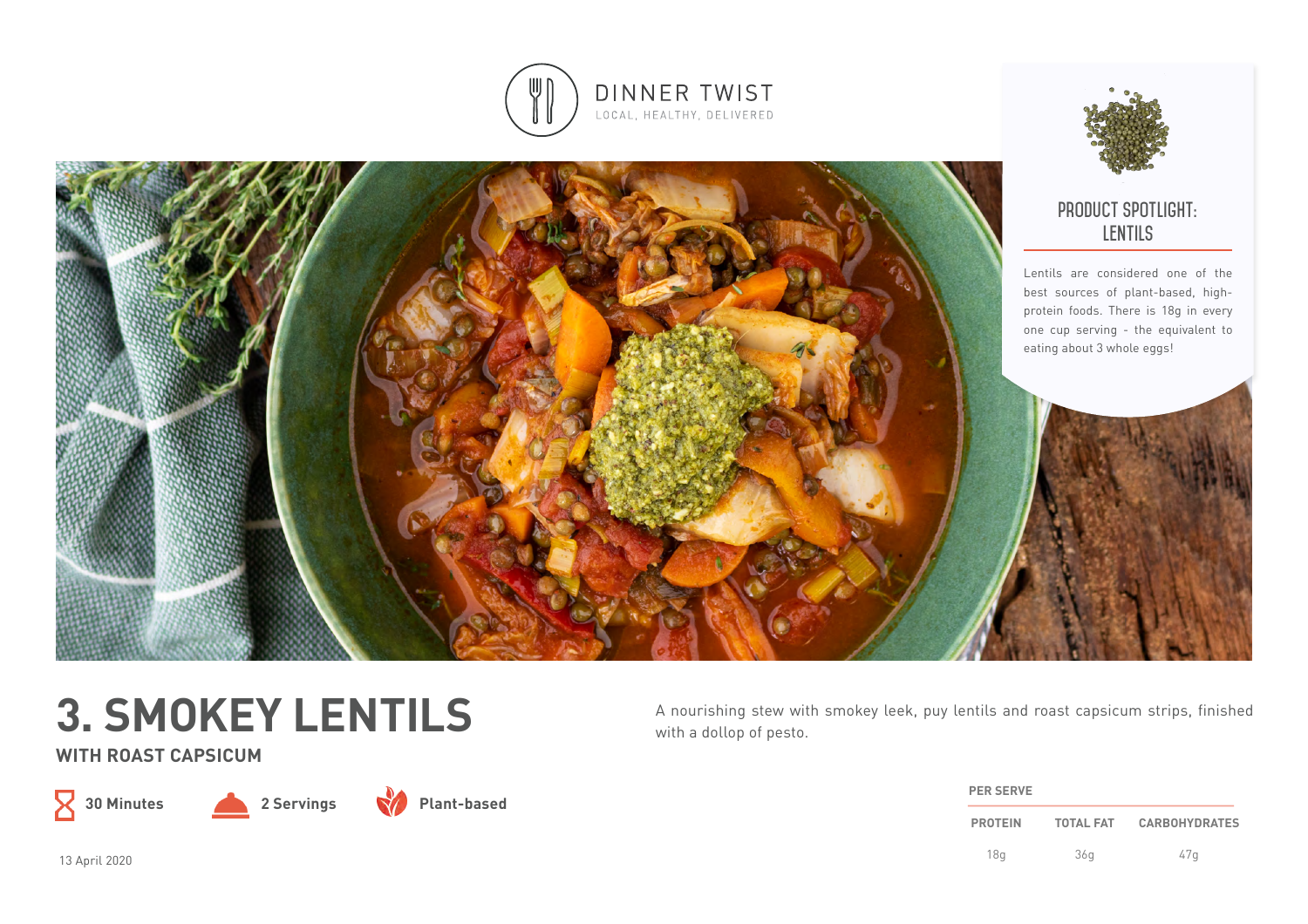DINNER TWIST

LOCAL, HEALTHY, DELIVERED

## PRODUCT SPOTLIGHT: LENTILS

Lentils are considered one of the best sources of plant-based, high-protein foods. There is 18g in every one cup serving - the equivalent to eating about 3 whole eggs!

# 3. SMOKEY LENTILS

## WITH ROAST CAPSICUM

A nourishing stew with smokey leek, puy lentils and roast capsicum strips, finished with a dollop of pesto.

**30 Minutes** | **2 Servings** | **Plant-based**

13 April 2020

**PER SERVE**

| PROTEIN | TOTAL FAT | CARBOHYDRATES |
|---|---|---|
| 18g | 36g | 47g |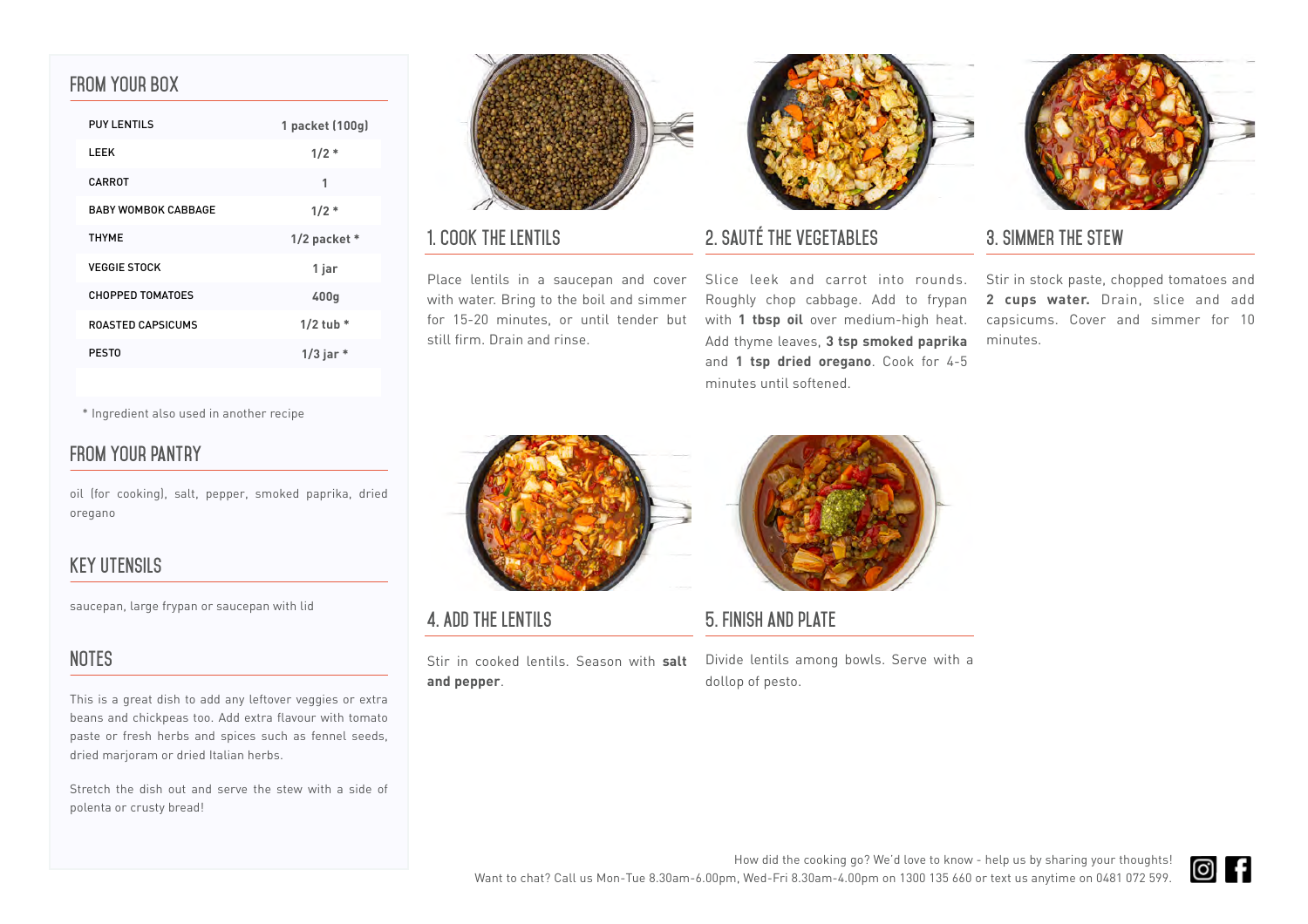## FROM YOUR BOX

| | |
|---|---|
| PUY LENTILS | 1 packet (100g) |
| LEEK | 1/2 * |
| CARROT | 1 |
| BABY WOMBOK CABBAGE | 1/2 * |
| THYME | 1/2 packet * |
| VEGGIE STOCK | 1 jar |
| CHOPPED TOMATOES | 400g |
| ROASTED CAPSICUMS | 1/2 tub * |
| PESTO | 1/3 jar * |

* Ingredient also used in another recipe

## FROM YOUR PANTRY

oil (for cooking), salt, pepper, smoked paprika, dried oregano

## KEY UTENSILS

saucepan, large frypan or saucepan with lid

## NOTES

This is a great dish to add any leftover veggies or extra beans and chickpeas too. Add extra flavour with tomato paste or fresh herbs and spices such as fennel seeds, dried marjoram or dried Italian herbs.

Stretch the dish out and serve the stew with a side of polenta or crusty bread!

## 1. COOK THE LENTILS

Place lentils in a saucepan and cover with water. Bring to the boil and simmer for 15-20 minutes, or until tender but still firm. Drain and rinse.

## 2. SAUTÉ THE VEGETABLES

Slice leek and carrot into rounds. Roughly chop cabbage. Add to frypan with **1 tbsp oil** over medium-high heat. Add thyme leaves, **3 tsp smoked paprika** and **1 tsp dried oregano**. Cook for 4-5 minutes until softened.

## 3. SIMMER THE STEW

Stir in stock paste, chopped tomatoes and **2 cups water.** Drain, slice and add capsicums. Cover and simmer for 10 minutes.

## 4. ADD THE LENTILS

Stir in cooked lentils. Season with **salt and pepper**.

## 5. FINISH AND PLATE

Divide lentils among bowls. Serve with a dollop of pesto.

How did the cooking go? We'd love to know - help us by sharing your thoughts!
Want to chat? Call us Mon-Tue 8.30am-6.00pm, Wed-Fri 8.30am-4.00pm on 1300 135 660 or text us anytime on 0481 072 599.